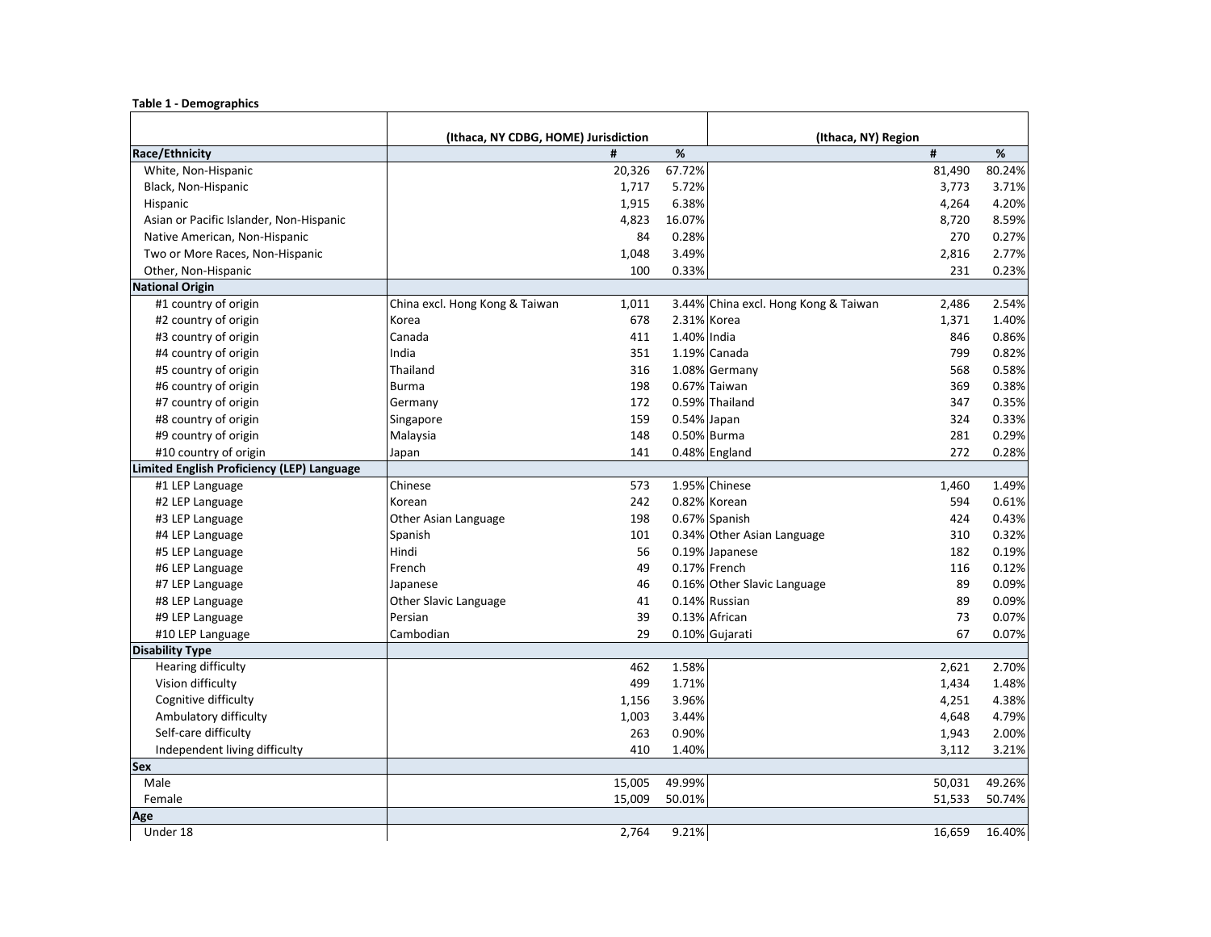**Table 1 - Demographics**

| | (Ithaca, NY CDBG, HOME) Jurisdiction | | | (Ithaca, NY) Region | | |
|---|---|---|---|---|---|---|
| **Race/Ethnicity** | | # | % | | # | % |
| White, Non-Hispanic | | 20,326 | 67.72% | | 81,490 | 80.24% |
| Black, Non-Hispanic | | 1,717 | 5.72% | | 3,773 | 3.71% |
| Hispanic | | 1,915 | 6.38% | | 4,264 | 4.20% |
| Asian or Pacific Islander, Non-Hispanic | | 4,823 | 16.07% | | 8,720 | 8.59% |
| Native American, Non-Hispanic | | 84 | 0.28% | | 270 | 0.27% |
| Two or More Races, Non-Hispanic | | 1,048 | 3.49% | | 2,816 | 2.77% |
| Other, Non-Hispanic | | 100 | 0.33% | | 231 | 0.23% |
| **National Origin** | | | | | | |
| #1 country of origin | China excl. Hong Kong & Taiwan | 1,011 | 3.44% | China excl. Hong Kong & Taiwan | 2,486 | 2.54% |
| #2 country of origin | Korea | 678 | 2.31% | Korea | 1,371 | 1.40% |
| #3 country of origin | Canada | 411 | 1.40% | India | 846 | 0.86% |
| #4 country of origin | India | 351 | 1.19% | Canada | 799 | 0.82% |
| #5 country of origin | Thailand | 316 | 1.08% | Germany | 568 | 0.58% |
| #6 country of origin | Burma | 198 | 0.67% | Taiwan | 369 | 0.38% |
| #7 country of origin | Germany | 172 | 0.59% | Thailand | 347 | 0.35% |
| #8 country of origin | Singapore | 159 | 0.54% | Japan | 324 | 0.33% |
| #9 country of origin | Malaysia | 148 | 0.50% | Burma | 281 | 0.29% |
| #10 country of origin | Japan | 141 | 0.48% | England | 272 | 0.28% |
| **Limited English Proficiency (LEP) Language** | | | | | | |
| #1 LEP Language | Chinese | 573 | 1.95% | Chinese | 1,460 | 1.49% |
| #2 LEP Language | Korean | 242 | 0.82% | Korean | 594 | 0.61% |
| #3 LEP Language | Other Asian Language | 198 | 0.67% | Spanish | 424 | 0.43% |
| #4 LEP Language | Spanish | 101 | 0.34% | Other Asian Language | 310 | 0.32% |
| #5 LEP Language | Hindi | 56 | 0.19% | Japanese | 182 | 0.19% |
| #6 LEP Language | French | 49 | 0.17% | French | 116 | 0.12% |
| #7 LEP Language | Japanese | 46 | 0.16% | Other Slavic Language | 89 | 0.09% |
| #8 LEP Language | Other Slavic Language | 41 | 0.14% | Russian | 89 | 0.09% |
| #9 LEP Language | Persian | 39 | 0.13% | African | 73 | 0.07% |
| #10 LEP Language | Cambodian | 29 | 0.10% | Gujarati | 67 | 0.07% |
| **Disability Type** | | | | | | |
| Hearing difficulty | | 462 | 1.58% | | 2,621 | 2.70% |
| Vision difficulty | | 499 | 1.71% | | 1,434 | 1.48% |
| Cognitive difficulty | | 1,156 | 3.96% | | 4,251 | 4.38% |
| Ambulatory difficulty | | 1,003 | 3.44% | | 4,648 | 4.79% |
| Self-care difficulty | | 263 | 0.90% | | 1,943 | 2.00% |
| Independent living difficulty | | 410 | 1.40% | | 3,112 | 3.21% |
| **Sex** | | | | | | |
| Male | | 15,005 | 49.99% | | 50,031 | 49.26% |
| Female | | 15,009 | 50.01% | | 51,533 | 50.74% |
| **Age** | | | | | | |
| Under 18 | | 2,764 | 9.21% | | 16,659 | 16.40% |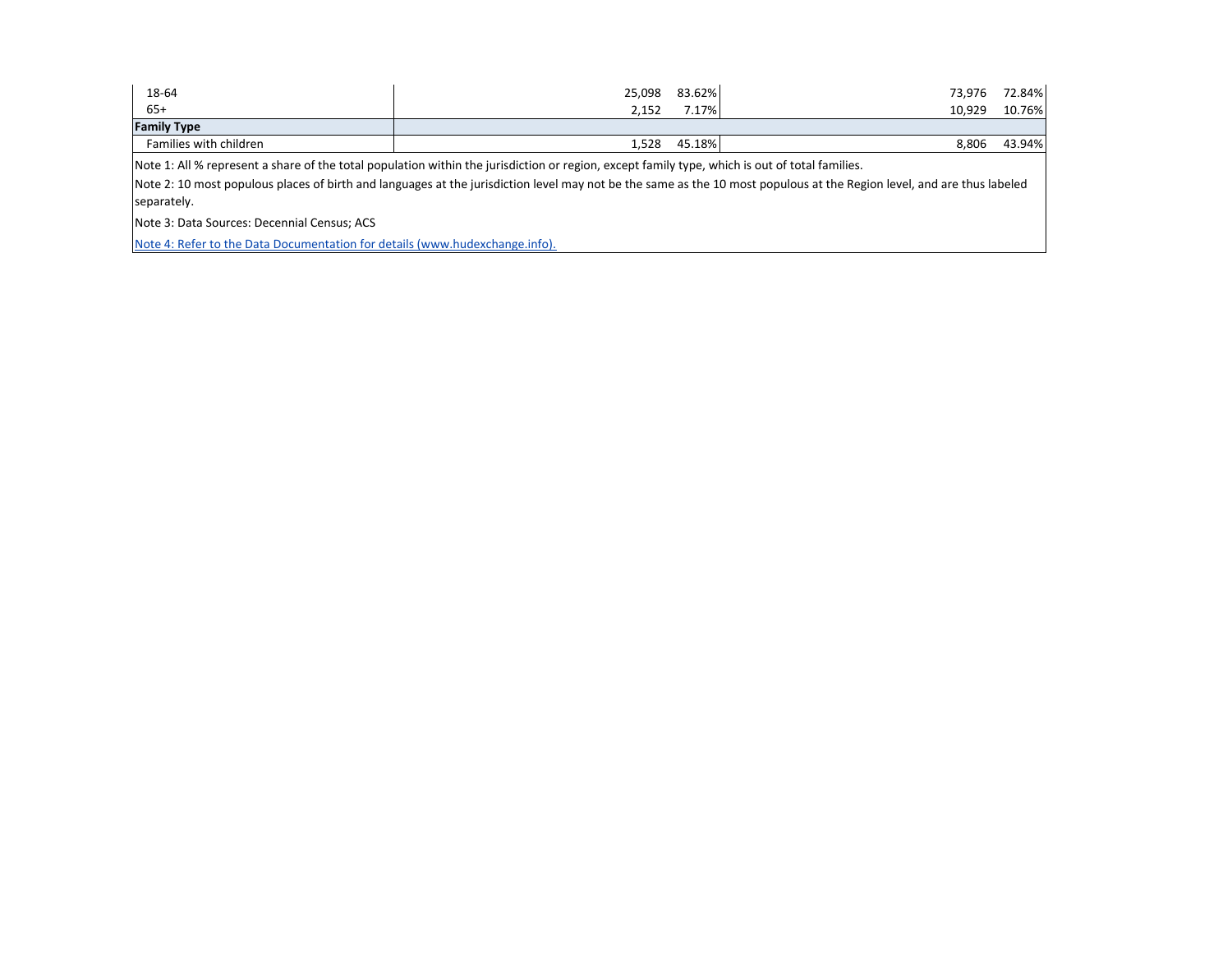| | | | | |
|---|---|---|---|---|
| 18-64 | 25,098 | 83.62% | 73,976 | 72.84% |
| 65+ | 2,152 | 7.17% | 10,929 | 10.76% |
| **Family Type** | | | | |
| Families with children | 1,528 | 45.18% | 8,806 | 43.94% |

Note 1: All % represent a share of the total population within the jurisdiction or region, except family type, which is out of total families.

Note 2: 10 most populous places of birth and languages at the jurisdiction level may not be the same as the 10 most populous at the Region level, and are thus labeled separately.

Note 3: Data Sources: Decennial Census; ACS

Note 4: Refer to the Data Documentation for details (www.hudexchange.info).